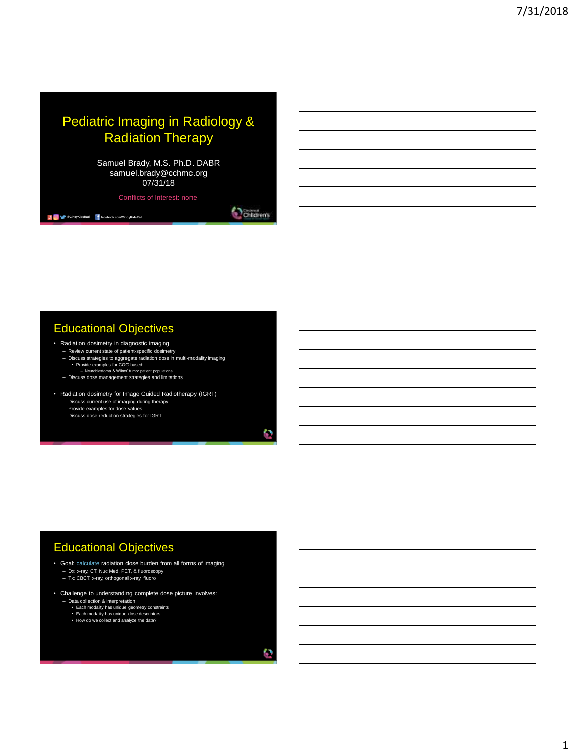# Pediatric Imaging in Radiology & Radiation Therapy

Samuel Brady, M.S. Ph.D. DABR
samuel.brady@cchmc.org
07/31/18

Conflicts of Interest: none

@CincyKidsRad facebook.com/CincyKidsRad

## Educational Objectives

- Radiation dosimetry in diagnostic imaging
  - Review current state of patient-specific dosimetry
  - Discuss strategies to aggregate radiation dose in multi-modality imaging
    - Provide examples for COG based:
      - Neuroblastoma & Wilms' tumor patient populations
  - Discuss dose management strategies and limitations
- Radiation dosimetry for Image Guided Radiotherapy (IGRT)
  - Discuss current use of imaging during therapy
  - Provide examples for dose values
  - Discuss dose reduction strategies for IGRT

## Educational Objectives

- Goal: calculate radiation dose burden from all forms of imaging
  - Dx: x-ray, CT, Nuc Med, PET, & fluoroscopy
  - Tx: CBCT, x-ray, orthogonal x-ray, fluoro
- Challenge to understanding complete dose picture involves:
  - Data collection & interpretation
    - Each modality has unique geometry constraints
    - Each modality has unique dose descriptors
    - How do we collect and analyze the data?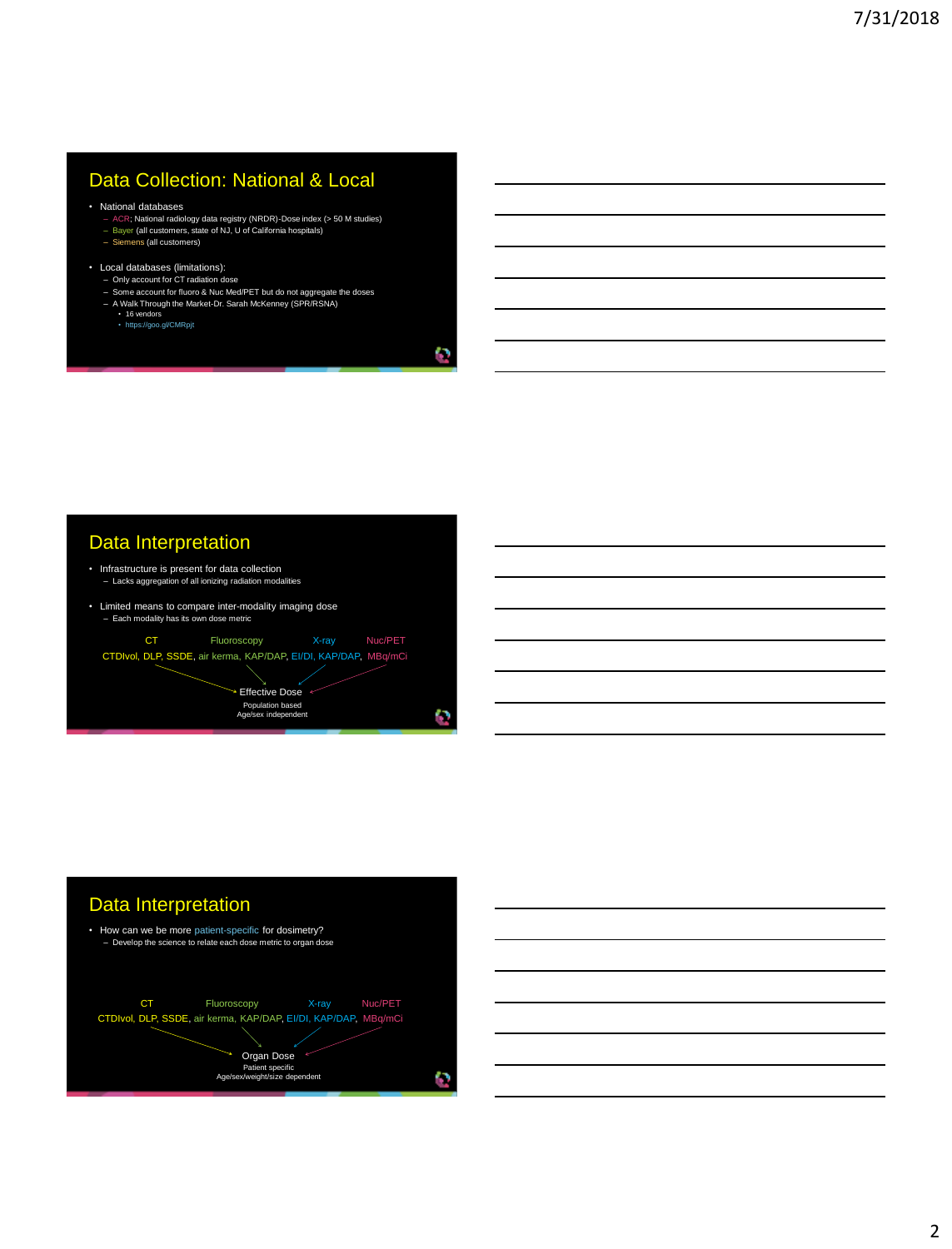## Data Collection: National & Local

- National databases
  - ACR; National radiology data registry (NRDR)-Dose index (> 50 M studies)
  - Bayer (all customers, state of NJ, U of California hospitals)
  - Siemens (all customers)
- Local databases (limitations):
  - Only account for CT radiation dose
  - Some account for fluoro & Nuc Med/PET but do not aggregate the doses
  - A Walk Through the Market-Dr. Sarah McKenney (SPR/RSNA)
    - 16 vendors
    - https://goo.gl/CMRpjt

## Data Interpretation

- Infrastructure is present for data collection
  - Lacks aggregation of all ionizing radiation modalities
- Limited means to compare inter-modality imaging dose
  - Each modality has its own dose metric

CT — CTDIvol, DLP, SSDE
Fluoroscopy — air kerma, KAP/DAP
X-ray — EI/DI, KAP/DAP
Nuc/PET — MBq/mCi

→ Effective Dose
Population based
Age/sex independent

## Data Interpretation

- How can we be more patient-specific for dosimetry?
  - Develop the science to relate each dose metric to organ dose

CT — CTDIvol, DLP, SSDE
Fluoroscopy — air kerma, KAP/DAP
X-ray — EI/DI, KAP/DAP
Nuc/PET — MBq/mCi

→ Organ Dose
Patient specific
Age/sex/weight/size dependent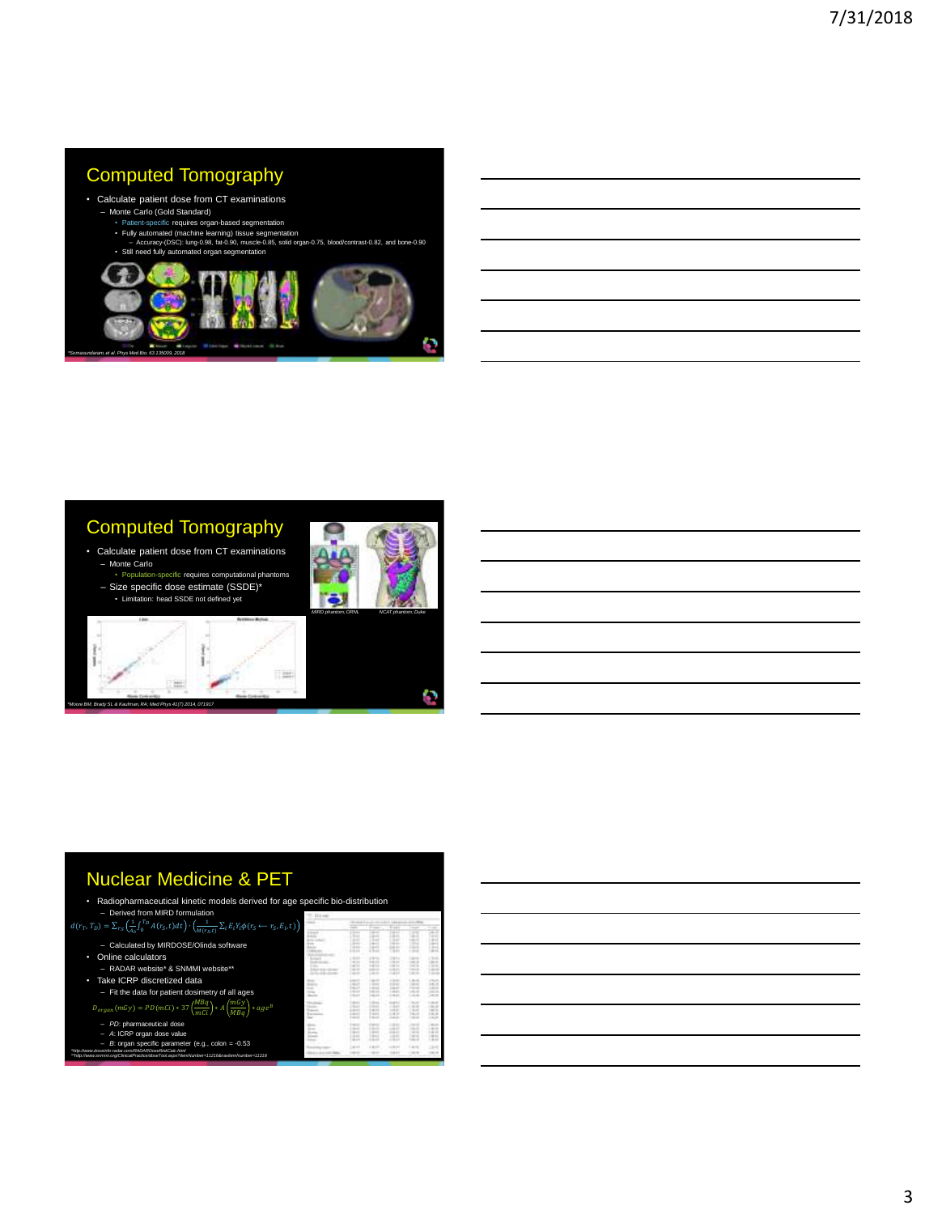## Computed Tomography

- Calculate patient dose from CT examinations
  - Monte Carlo (Gold Standard)
    - Patient-specific requires organ-based segmentation
    - Fully automated (machine learning) tissue segmentation
      - Accuracy-(DSC): lung-0.98, fat-0.90, muscle-0.85, solid organ-0.75, blood/contrast-0.82, and bone-0.90
    - Still need fully automated organ segmentation

*Somasundaram, et al. Phys Med Bio. 63 135009, 2018

## Computed Tomography

- Calculate patient dose from CT examinations
  - Monte Carlo
    - Population-specific requires computational phantoms
  - Size specific dose estimate (SSDE)*
    - Limitation: head SSDE not defined yet

MIRD phantom; ORNL

NCAT phantom; Duke

*Moore BM, Brady SL & Kaufman, RA; Med Phys 41(7) 2014, 071917

## Nuclear Medicine & PET

- Radiopharmaceutical kinetic models derived for age specific bio-distribution
  - Derived from MIRD formulation

$$d(r_T, T_D) = \sum_{r_S} \left( \frac{1}{A_0} \int_0^{T_D} A(r_S, t) dt \right) \cdot \left( \frac{1}{M(r_T, t)} \sum_i E_i Y_i \phi(r_S \leftarrow r_S, E_i, t) \right)$$

  - Calculated by MIRDOSE/Olinda software
- Online calculators
  - RADAR website* & SNMMI website**
- Take ICRP discretized data
  - Fit the data for patient dosimetry of all ages

$$D_{organ}(mGy) = PD(mCi) * 37 \left( \frac{MBq}{mCi} \right) * A \left( \frac{mGy}{MBq} \right) * age^{B}$$

  - PD: pharmaceutical dose
  - A: ICRP organ dose value
  - B: organ specific parameter (e.g., colon = -0.53

*http://www.doseinfo-radar.com/RADARDoseRiskCalc.html

**http://www.snmmi.org/ClinicalPractice/doseTool.aspx?ItemNumber=11216&navItemNumber=11218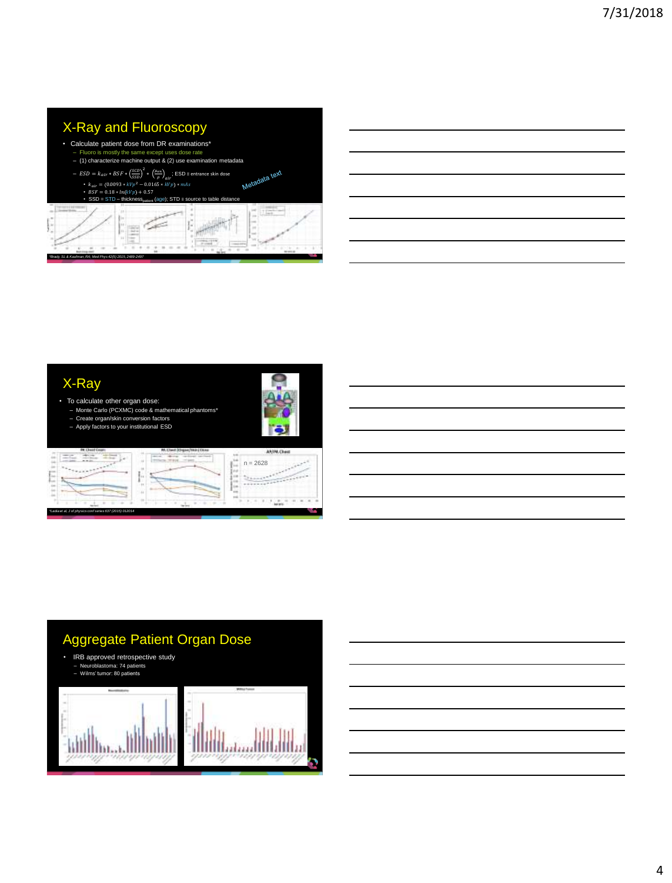# X-Ray and Fluoroscopy

- Calculate patient dose from DR examinations*
  - Fluoro is mostly the same except uses dose rate
  - (1) characterize machine output & (2) use examination metadata
  - $ESD = k_{air} * BSF * \left(\frac{SCD}{SSD}\right)^2 * \left(\frac{\mu_{en}}{\rho}\right)_{air}$; ESD ≡ entrance skin dose
    - $k_{air} = (0.0093 * kVp^2 - 0.0165 * kVp) * mAs$
    - $BSF = 0.18 \times \ln(kVp) + 0.57$
    - SSD = STD – thickness$_{patient}$ (age); STD ≡ source to table distance

Metadata text

*Brady, SL & Kaufman, RA: Med Phys 42(5) 2015, 2489-2497

# X-Ray

- To calculate other organ dose:
  - Monte Carlo (PCXMC) code & mathematical phantoms*
  - Create organ/skin conversion factors
  - Apply factors to your institutional ESD

PA Chest Organ | PA Chest (Organ/Skin) Dose | AP/PA Chest

n = 2628

*Ladia et al, J of physics conf series 637 (2015) 012014

# Aggregate Patient Organ Dose

- IRB approved retrospective study
  - Neuroblastoma: 74 patients
  - Wilms' tumor: 80 patients

Neuroblastoma | Wilms Tumor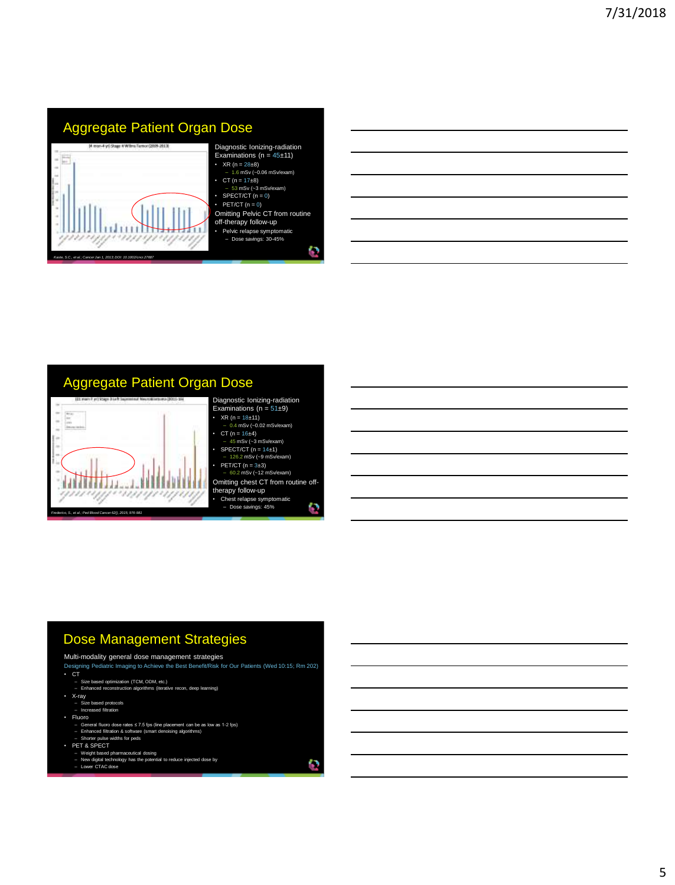## Aggregate Patient Organ Dose

Diagnostic Ionizing-radiation Examinations (n = 45±11)

- XR (n = 28±8)
  - 1.6 mSv (~0.06 mSv/exam)
- CT (n = 17±8)
  - 53 mSv (~3 mSv/exam)
- SPECT/CT (n = 0)
- PET/CT (n = 0)

Omitting Pelvic CT from routine off-therapy follow-up

- Pelvic relapse symptomatic
  - Dose savings: 30-45%

*Kaste, S.C., et al., Cancer Jan 1, 2013; DOI: 10.1002/cncr.27687*

## Aggregate Patient Organ Dose

Diagnostic Ionizing-radiation Examinations (n = 51±9)

- XR (n = 18±11)
  - 0.4 mSv (~0.02 mSv/exam)
- CT (n = 16±4)
  - 45 mSv (~3 mSv/exam)
- SPECT/CT (n = 14±1)
  - 126.2 mSv (~9 mSv/exam)
- PET/CT (n = 3±3)
  - 60.2 mSv (~12 mSv/exam)

Omitting chest CT from routine off-therapy follow-up

- Chest relapse symptomatic
  - Dose savings: 45%

*Federico, S., et al., Ped Blood Cancer 62(), 2015; 976-981*

## Dose Management Strategies

Multi-modality general dose management strategies

Designing Pediatric Imaging to Achieve the Best Benefit/Risk for Our Patients (Wed 10:15; Rm 202)

- CT
  - Size based optimization (TCM, ODM, etc.)
  - Enhanced reconstruction algorithms (iterative recon, deep learning)
- X-ray
  - Size based protocols
  - Increased filtration
- Fluoro
  - General fluoro dose rates ≤ 7.5 fps (line placement can be as low as 1-2 fps)
  - Enhanced filtration & software (smart denoising algorithms)
  - Shorter pulse widths for peds
- PET & SPECT
  - Weight based pharmaceutical dosing
  - New digital technology has the potential to reduce injected dose by
  - Lower CTAC dose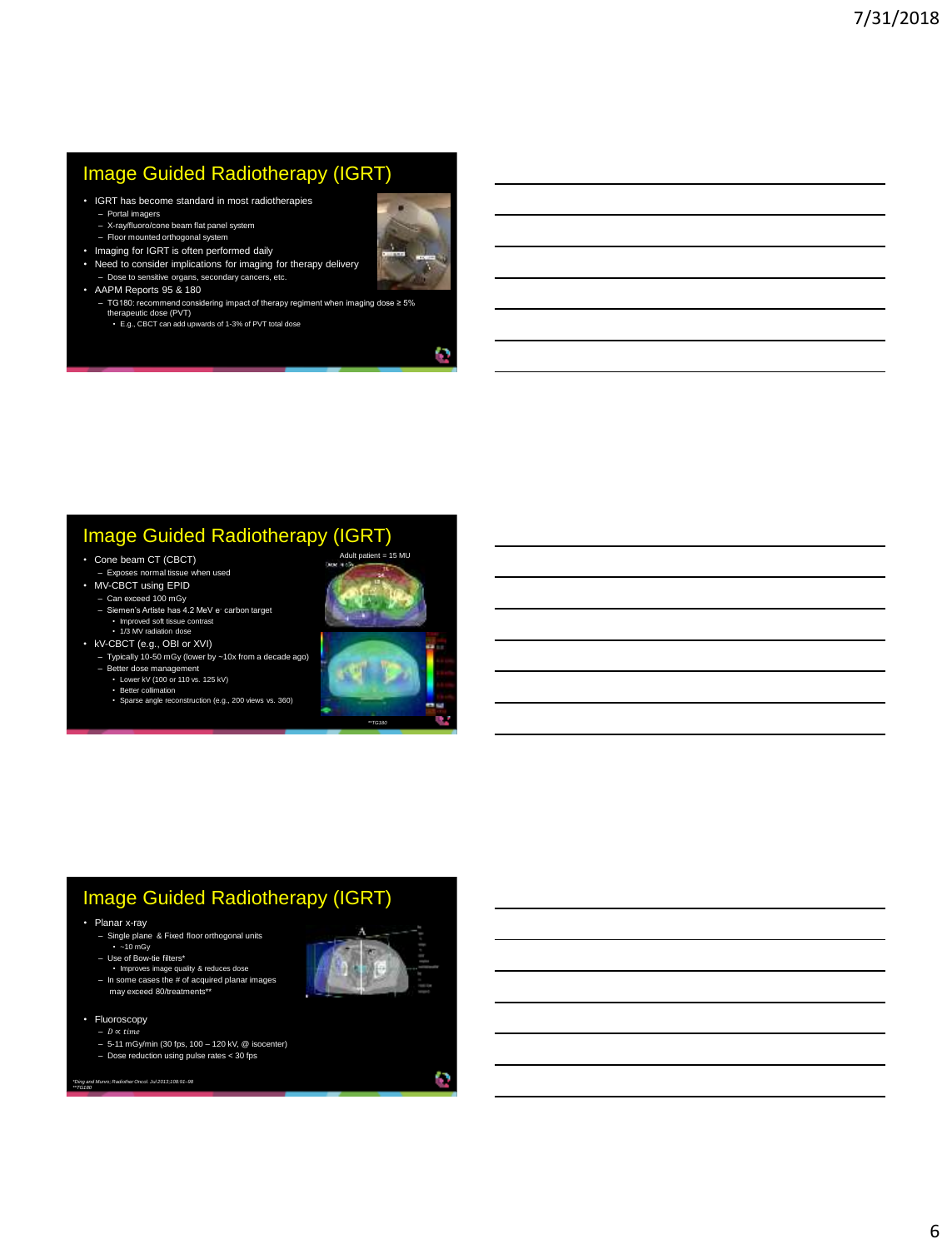# Image Guided Radiotherapy (IGRT)

- IGRT has become standard in most radiotherapies
  - Portal imagers
  - X-ray/fluoro/cone beam flat panel system
  - Floor mounted orthogonal system
- Imaging for IGRT is often performed daily
- Need to consider implications for imaging for therapy delivery
  - Dose to sensitive organs, secondary cancers, etc.
- AAPM Reports 95 & 180
  - TG180: recommend considering impact of therapy regiment when imaging dose ≥ 5% therapeutic dose (PVT)
    - E.g., CBCT can add upwards of 1-3% of PVT total dose

# Image Guided Radiotherapy (IGRT)

- Cone beam CT (CBCT)
  - Exposes normal tissue when used
- MV-CBCT using EPID
  - Can exceed 100 mGy
  - Siemen's Artiste has 4.2 MeV e[-] carbon target
    - Improved soft tissue contrast
    - 1/3 MV radiation dose
- kV-CBCT (e.g., OBI or XVI)
  - Typically 10-50 mGy (lower by ~10x from a decade ago)
  - Better dose management
    - Lower kV (100 or 110 vs. 125 kV)
    - Better collimation
    - Sparse angle reconstruction (e.g., 200 views vs. 360)

Adult patient = 15 MU

**TG180

# Image Guided Radiotherapy (IGRT)

- Planar x-ray
  - Single plane & Fixed floor orthogonal units
    - ~10 mGy
  - Use of Bow-tie filters*
    - Improves image quality & reduces dose
  - In some cases the # of acquired planar images may exceed 80/treatments**
- Fluoroscopy
  - $D \propto time$
  - 5-11 mGy/min (30 fps, 100 – 120 kV, @ isocenter)
  - Dose reduction using pulse rates < 30 fps

*Ding and Munro, Radiother Oncol. Jul 2013;108:91–98
**TG180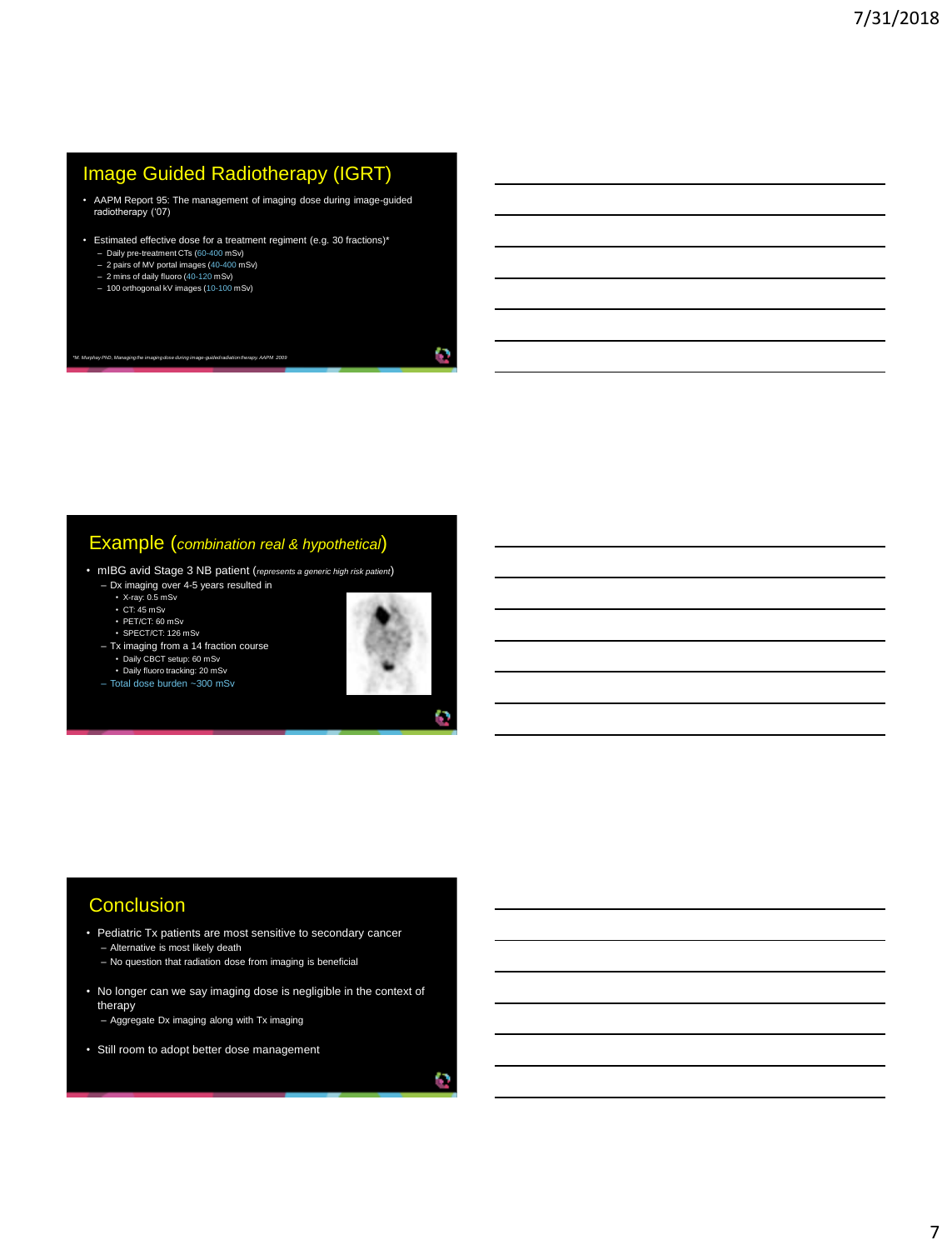## Image Guided Radiotherapy (IGRT)

- AAPM Report 95: The management of imaging dose during image-guided radiotherapy ('07)
- Estimated effective dose for a treatment regiment (e.g. 30 fractions)*
  - Daily pre-treatment CTs (60-400 mSv)
  - 2 pairs of MV portal images (40-400 mSv)
  - 2 mins of daily fluoro (40-120 mSv)
  - 100 orthogonal kV images (10-100 mSv)

*M. Murphy PhD, Managing the imaging dose during image-guided radiation therapy, AAPM 2009

## Example (*combination real & hypothetical*)

- mIBG avid Stage 3 NB patient (*represents a generic high risk patient*)
  - Dx imaging over 4-5 years resulted in
    - X-ray: 0.5 mSv
    - CT: 45 mSv
    - PET/CT: 60 mSv
    - SPECT/CT: 126 mSv
  - Tx imaging from a 14 fraction course
    - Daily CBCT setup: 60 mSv
    - Daily fluoro tracking: 20 mSv
  - Total dose burden ~300 mSv

## Conclusion

- Pediatric Tx patients are most sensitive to secondary cancer
  - Alternative is most likely death
  - No question that radiation dose from imaging is beneficial
- No longer can we say imaging dose is negligible in the context of therapy
  - Aggregate Dx imaging along with Tx imaging
- Still room to adopt better dose management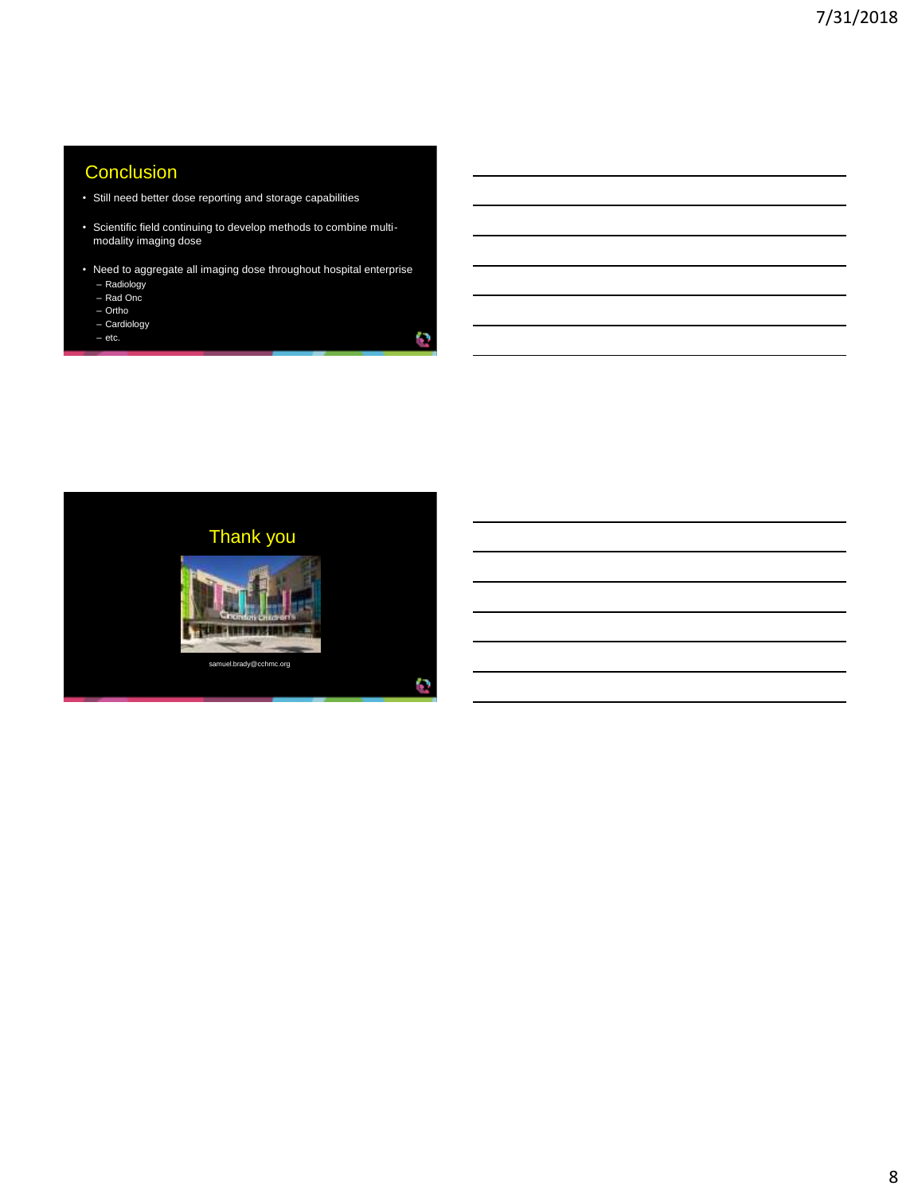## Conclusion

- Still need better dose reporting and storage capabilities
- Scientific field continuing to develop methods to combine multi-modality imaging dose
- Need to aggregate all imaging dose throughout hospital enterprise
  - Radiology
  - Rad Onc
  - Ortho
  - Cardiology
  - etc.

## Thank you

samuel.brady@cchmc.org